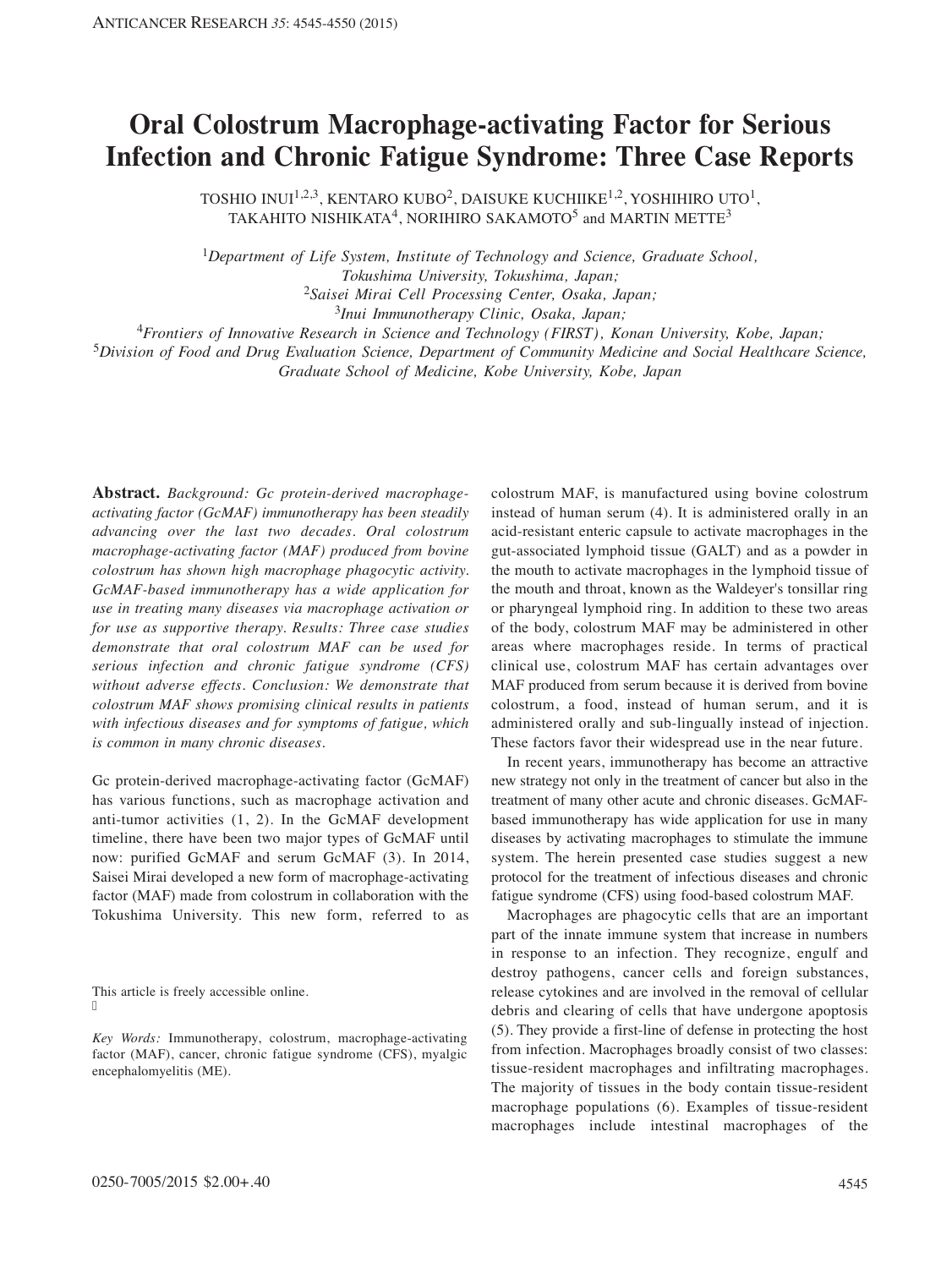# Oral Colostrum Macrophage-activating Factor for Serious Infection and Chronic Fatigue Syndrome: Three Case Reports

TOSHIO INUI[1,2,3], KENTARO KUBO[2], DAISUKE KUCHIIKE[1,2], YOSHIHIRO UTO[1], TAKAHITO NISHIKATA[4], NORIHIRO SAKAMOTO[5] and MARTIN METTE[3]

[1]*Department of Life System, Institute of Technology and Science, Graduate School, Tokushima University, Tokushima, Japan;*
[2]*Saisei Mirai Cell Processing Center, Osaka, Japan;*
[3]*Inui Immunotherapy Clinic, Osaka, Japan;*
[4]*Frontiers of Innovative Research in Science and Technology (FIRST), Konan University, Kobe, Japan;*
[5]*Division of Food and Drug Evaluation Science, Department of Community Medicine and Social Healthcare Science, Graduate School of Medicine, Kobe University, Kobe, Japan*

**Abstract.** *Background: Gc protein-derived macrophage-activating factor (GcMAF) immunotherapy has been steadily advancing over the last two decades. Oral colostrum macrophage-activating factor (MAF) produced from bovine colostrum has shown high macrophage phagocytic activity. GcMAF-based immunotherapy has a wide application for use in treating many diseases via macrophage activation or for use as supportive therapy. Results: Three case studies demonstrate that oral colostrum MAF can be used for serious infection and chronic fatigue syndrome (CFS) without adverse effects. Conclusion: We demonstrate that colostrum MAF shows promising clinical results in patients with infectious diseases and for symptoms of fatigue, which is common in many chronic diseases.*

Gc protein-derived macrophage-activating factor (GcMAF) has various functions, such as macrophage activation and anti-tumor activities (1, 2). In the GcMAF development timeline, there have been two major types of GcMAF until now: purified GcMAF and serum GcMAF (3). In 2014, Saisei Mirai developed a new form of macrophage-activating factor (MAF) made from colostrum in collaboration with the Tokushima University. This new form, referred to as colostrum MAF, is manufactured using bovine colostrum instead of human serum (4). It is administered orally in an acid-resistant enteric capsule to activate macrophages in the gut-associated lymphoid tissue (GALT) and as a powder in the mouth to activate macrophages in the lymphoid tissue of the mouth and throat, known as the Waldeyer's tonsillar ring or pharyngeal lymphoid ring. In addition to these two areas of the body, colostrum MAF may be administered in other areas where macrophages reside. In terms of practical clinical use, colostrum MAF has certain advantages over MAF produced from serum because it is derived from bovine colostrum, a food, instead of human serum, and it is administered orally and sub-lingually instead of injection. These factors favor their widespread use in the near future.

In recent years, immunotherapy has become an attractive new strategy not only in the treatment of cancer but also in the treatment of many other acute and chronic diseases. GcMAF-based immunotherapy has wide application for use in many diseases by activating macrophages to stimulate the immune system. The herein presented case studies suggest a new protocol for the treatment of infectious diseases and chronic fatigue syndrome (CFS) using food-based colostrum MAF.

Macrophages are phagocytic cells that are an important part of the innate immune system that increase in numbers in response to an infection. They recognize, engulf and destroy pathogens, cancer cells and foreign substances, release cytokines and are involved in the removal of cellular debris and clearing of cells that have undergone apoptosis (5). They provide a first-line of defense in protecting the host from infection. Macrophages broadly consist of two classes: tissue-resident macrophages and infiltrating macrophages. The majority of tissues in the body contain tissue-resident macrophage populations (6). Examples of tissue-resident macrophages include intestinal macrophages of the

This article is freely accessible online.

*Key Words:* Immunotherapy, colostrum, macrophage-activating factor (MAF), cancer, chronic fatigue syndrome (CFS), myalgic encephalomyelitis (ME).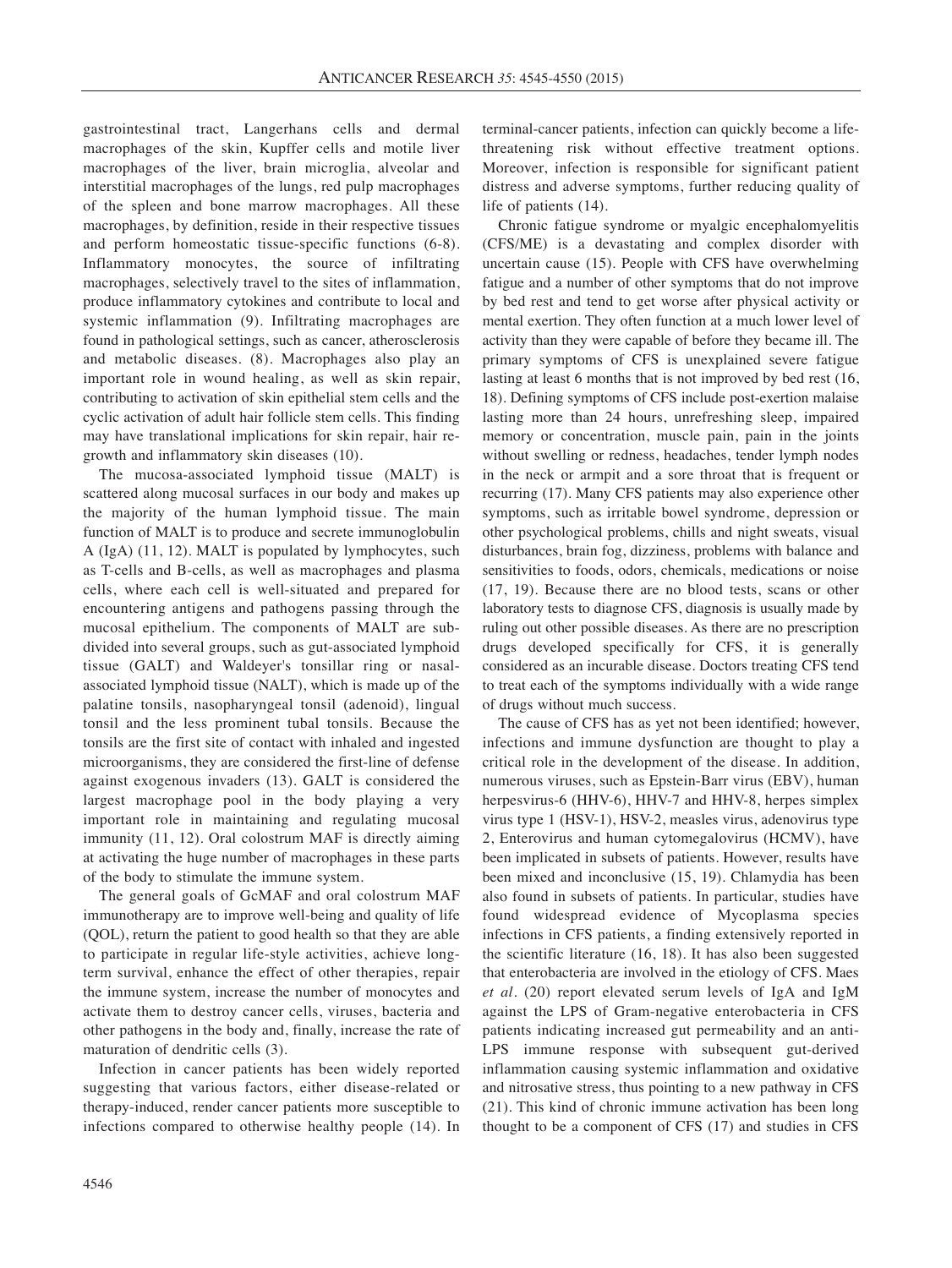gastrointestinal tract, Langerhans cells and dermal macrophages of the skin, Kupffer cells and motile liver macrophages of the liver, brain microglia, alveolar and interstitial macrophages of the lungs, red pulp macrophages of the spleen and bone marrow macrophages. All these macrophages, by definition, reside in their respective tissues and perform homeostatic tissue-specific functions (6-8). Inflammatory monocytes, the source of infiltrating macrophages, selectively travel to the sites of inflammation, produce inflammatory cytokines and contribute to local and systemic inflammation (9). Infiltrating macrophages are found in pathological settings, such as cancer, atherosclerosis and metabolic diseases. (8). Macrophages also play an important role in wound healing, as well as skin repair, contributing to activation of skin epithelial stem cells and the cyclic activation of adult hair follicle stem cells. This finding may have translational implications for skin repair, hair re-growth and inflammatory skin diseases (10).

The mucosa-associated lymphoid tissue (MALT) is scattered along mucosal surfaces in our body and makes up the majority of the human lymphoid tissue. The main function of MALT is to produce and secrete immunoglobulin A (IgA) (11, 12). MALT is populated by lymphocytes, such as T-cells and B-cells, as well as macrophages and plasma cells, where each cell is well-situated and prepared for encountering antigens and pathogens passing through the mucosal epithelium. The components of MALT are sub-divided into several groups, such as gut-associated lymphoid tissue (GALT) and Waldeyer's tonsillar ring or nasal-associated lymphoid tissue (NALT), which is made up of the palatine tonsils, nasopharyngeal tonsil (adenoid), lingual tonsil and the less prominent tubal tonsils. Because the tonsils are the first site of contact with inhaled and ingested microorganisms, they are considered the first-line of defense against exogenous invaders (13). GALT is considered the largest macrophage pool in the body playing a very important role in maintaining and regulating mucosal immunity (11, 12). Oral colostrum MAF is directly aiming at activating the huge number of macrophages in these parts of the body to stimulate the immune system.

The general goals of GcMAF and oral colostrum MAF immunotherapy are to improve well-being and quality of life (QOL), return the patient to good health so that they are able to participate in regular life-style activities, achieve long-term survival, enhance the effect of other therapies, repair the immune system, increase the number of monocytes and activate them to destroy cancer cells, viruses, bacteria and other pathogens in the body and, finally, increase the rate of maturation of dendritic cells (3).

Infection in cancer patients has been widely reported suggesting that various factors, either disease-related or therapy-induced, render cancer patients more susceptible to infections compared to otherwise healthy people (14). In terminal-cancer patients, infection can quickly become a life-threatening risk without effective treatment options. Moreover, infection is responsible for significant patient distress and adverse symptoms, further reducing quality of life of patients (14).

Chronic fatigue syndrome or myalgic encephalomyelitis (CFS/ME) is a devastating and complex disorder with uncertain cause (15). People with CFS have overwhelming fatigue and a number of other symptoms that do not improve by bed rest and tend to get worse after physical activity or mental exertion. They often function at a much lower level of activity than they were capable of before they became ill. The primary symptoms of CFS is unexplained severe fatigue lasting at least 6 months that is not improved by bed rest (16, 18). Defining symptoms of CFS include post-exertion malaise lasting more than 24 hours, unrefreshing sleep, impaired memory or concentration, muscle pain, pain in the joints without swelling or redness, headaches, tender lymph nodes in the neck or armpit and a sore throat that is frequent or recurring (17). Many CFS patients may also experience other symptoms, such as irritable bowel syndrome, depression or other psychological problems, chills and night sweats, visual disturbances, brain fog, dizziness, problems with balance and sensitivities to foods, odors, chemicals, medications or noise (17, 19). Because there are no blood tests, scans or other laboratory tests to diagnose CFS, diagnosis is usually made by ruling out other possible diseases. As there are no prescription drugs developed specifically for CFS, it is generally considered as an incurable disease. Doctors treating CFS tend to treat each of the symptoms individually with a wide range of drugs without much success.

The cause of CFS has as yet not been identified; however, infections and immune dysfunction are thought to play a critical role in the development of the disease. In addition, numerous viruses, such as Epstein-Barr virus (EBV), human herpesvirus-6 (HHV-6), HHV-7 and HHV-8, herpes simplex virus type 1 (HSV-1), HSV-2, measles virus, adenovirus type 2, Enterovirus and human cytomegalovirus (HCMV), have been implicated in subsets of patients. However, results have been mixed and inconclusive (15, 19). Chlamydia has been also found in subsets of patients. In particular, studies have found widespread evidence of Mycoplasma species infections in CFS patients, a finding extensively reported in the scientific literature (16, 18). It has also been suggested that enterobacteria are involved in the etiology of CFS. Maes *et al.* (20) report elevated serum levels of IgA and IgM against the LPS of Gram-negative enterobacteria in CFS patients indicating increased gut permeability and an anti-LPS immune response with subsequent gut-derived inflammation causing systemic inflammation and oxidative and nitrosative stress, thus pointing to a new pathway in CFS (21). This kind of chronic immune activation has been long thought to be a component of CFS (17) and studies in CFS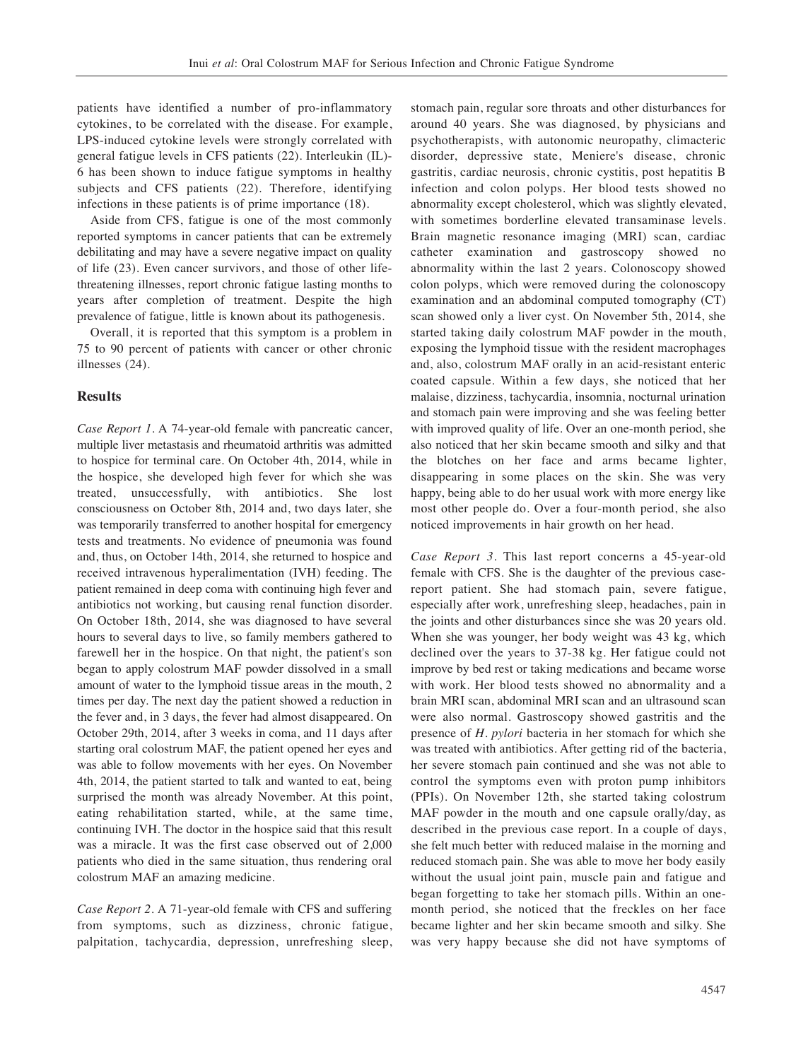patients have identified a number of pro-inflammatory cytokines, to be correlated with the disease. For example, LPS-induced cytokine levels were strongly correlated with general fatigue levels in CFS patients (22). Interleukin (IL)-6 has been shown to induce fatigue symptoms in healthy subjects and CFS patients (22). Therefore, identifying infections in these patients is of prime importance (18).

Aside from CFS, fatigue is one of the most commonly reported symptoms in cancer patients that can be extremely debilitating and may have a severe negative impact on quality of life (23). Even cancer survivors, and those of other life-threatening illnesses, report chronic fatigue lasting months to years after completion of treatment. Despite the high prevalence of fatigue, little is known about its pathogenesis.

Overall, it is reported that this symptom is a problem in 75 to 90 percent of patients with cancer or other chronic illnesses (24).

## Results

*Case Report 1*. A 74-year-old female with pancreatic cancer, multiple liver metastasis and rheumatoid arthritis was admitted to hospice for terminal care. On October 4th, 2014, while in the hospice, she developed high fever for which she was treated, unsuccessfully, with antibiotics. She lost consciousness on October 8th, 2014 and, two days later, she was temporarily transferred to another hospital for emergency tests and treatments. No evidence of pneumonia was found and, thus, on October 14th, 2014, she returned to hospice and received intravenous hyperalimentation (IVH) feeding. The patient remained in deep coma with continuing high fever and antibiotics not working, but causing renal function disorder. On October 18th, 2014, she was diagnosed to have several hours to several days to live, so family members gathered to farewell her in the hospice. On that night, the patient's son began to apply colostrum MAF powder dissolved in a small amount of water to the lymphoid tissue areas in the mouth, 2 times per day. The next day the patient showed a reduction in the fever and, in 3 days, the fever had almost disappeared. On October 29th, 2014, after 3 weeks in coma, and 11 days after starting oral colostrum MAF, the patient opened her eyes and was able to follow movements with her eyes. On November 4th, 2014, the patient started to talk and wanted to eat, being surprised the month was already November. At this point, eating rehabilitation started, while, at the same time, continuing IVH. The doctor in the hospice said that this result was a miracle. It was the first case observed out of 2,000 patients who died in the same situation, thus rendering oral colostrum MAF an amazing medicine.

*Case Report 2*. A 71-year-old female with CFS and suffering from symptoms, such as dizziness, chronic fatigue, palpitation, tachycardia, depression, unrefreshing sleep, stomach pain, regular sore throats and other disturbances for around 40 years. She was diagnosed, by physicians and psychotherapists, with autonomic neuropathy, climacteric disorder, depressive state, Meniere's disease, chronic gastritis, cardiac neurosis, chronic cystitis, post hepatitis B infection and colon polyps. Her blood tests showed no abnormality except cholesterol, which was slightly elevated, with sometimes borderline elevated transaminase levels. Brain magnetic resonance imaging (MRI) scan, cardiac catheter examination and gastroscopy showed no abnormality within the last 2 years. Colonoscopy showed colon polyps, which were removed during the colonoscopy examination and an abdominal computed tomography (CT) scan showed only a liver cyst. On November 5th, 2014, she started taking daily colostrum MAF powder in the mouth, exposing the lymphoid tissue with the resident macrophages and, also, colostrum MAF orally in an acid-resistant enteric coated capsule. Within a few days, she noticed that her malaise, dizziness, tachycardia, insomnia, nocturnal urination and stomach pain were improving and she was feeling better with improved quality of life. Over an one-month period, she also noticed that her skin became smooth and silky and that the blotches on her face and arms became lighter, disappearing in some places on the skin. She was very happy, being able to do her usual work with more energy like most other people do. Over a four-month period, she also noticed improvements in hair growth on her head.

*Case Report 3*. This last report concerns a 45-year-old female with CFS. She is the daughter of the previous case-report patient. She had stomach pain, severe fatigue, especially after work, unrefreshing sleep, headaches, pain in the joints and other disturbances since she was 20 years old. When she was younger, her body weight was 43 kg, which declined over the years to 37-38 kg. Her fatigue could not improve by bed rest or taking medications and became worse with work. Her blood tests showed no abnormality and a brain MRI scan, abdominal MRI scan and an ultrasound scan were also normal. Gastroscopy showed gastritis and the presence of *H. pylori* bacteria in her stomach for which she was treated with antibiotics. After getting rid of the bacteria, her severe stomach pain continued and she was not able to control the symptoms even with proton pump inhibitors (PPIs). On November 12th, she started taking colostrum MAF powder in the mouth and one capsule orally/day, as described in the previous case report. In a couple of days, she felt much better with reduced malaise in the morning and reduced stomach pain. She was able to move her body easily without the usual joint pain, muscle pain and fatigue and began forgetting to take her stomach pills. Within an one-month period, she noticed that the freckles on her face became lighter and her skin became smooth and silky. She was very happy because she did not have symptoms of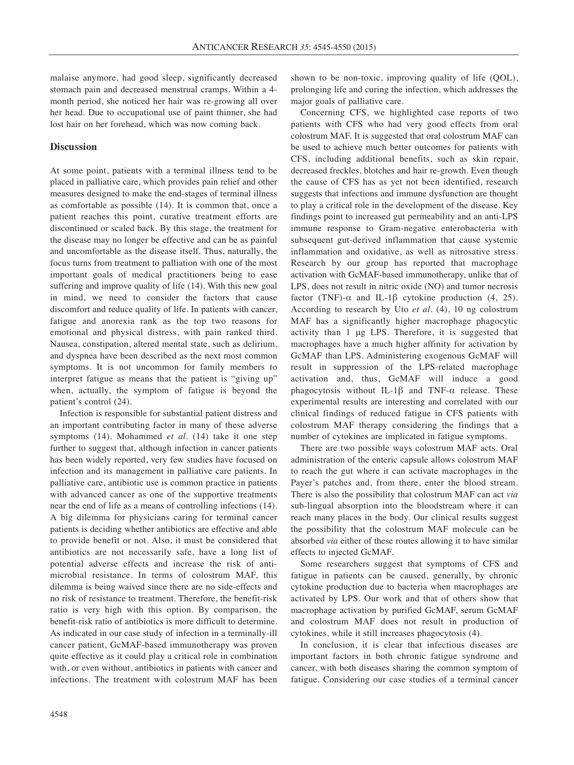malaise anymore, had good sleep, significantly decreased stomach pain and decreased menstrual cramps. Within a 4-month period, she noticed her hair was re-growing all over her head. Due to occupational use of paint thinner, she had lost hair on her forehead, which was now coming back.

## Discussion

At some point, patients with a terminal illness tend to be placed in palliative care, which provides pain relief and other measures designed to make the end-stages of terminal illness as comfortable as possible (14). It is common that, once a patient reaches this point, curative treatment efforts are discontinued or scaled back. By this stage, the treatment for the disease may no longer be effective and can be as painful and uncomfortable as the disease itself. Thus, naturally, the focus turns from treatment to palliation with one of the most important goals of medical practitioners being to ease suffering and improve quality of life (14). With this new goal in mind, we need to consider the factors that cause discomfort and reduce quality of life. In patients with cancer, fatigue and anorexia rank as the top two reasons for emotional and physical distress, with pain ranked third. Nausea, constipation, altered mental state, such as delirium, and dyspnea have been described as the next most common symptoms. It is not uncommon for family members to interpret fatigue as means that the patient is "giving up" when, actually, the symptom of fatigue is beyond the patient's control (24).

Infection is responsible for substantial patient distress and an important contributing factor in many of these adverse symptoms (14). Mohammed *et al.* (14) take it one step further to suggest that, although infection in cancer patients has been widely reported, very few studies have focused on infection and its management in palliative care patients. In palliative care, antibiotic use is common practice in patients with advanced cancer as one of the supportive treatments near the end of life as a means of controlling infections (14). A big dilemma for physicians caring for terminal cancer patients is deciding whether antibiotics are effective and able to provide benefit or not. Also, it must be considered that antibiotics are not necessarily safe, have a long list of potential adverse effects and increase the risk of anti-microbial resistance. In terms of colostrum MAF, this dilemma is being waived since there are no side-effects and no risk of resistance to treatment. Therefore, the benefit-risk ratio is very high with this option. By comparison, the benefit-risk ratio of antibiotics is more difficult to determine. As indicated in our case study of infection in a terminally-ill cancer patient, GcMAF-based immunotherapy was proven quite effective as it could play a critical role in combination with, or even without, antibiotics in patients with cancer and infections. The treatment with colostrum MAF has been shown to be non-toxic, improving quality of life (QOL), prolonging life and curing the infection, which addresses the major goals of palliative care.

Concerning CFS, we highlighted case reports of two patients with CFS who had very good effects from oral colostrum MAF. It is suggested that oral colostrum MAF can be used to achieve much better outcomes for patients with CFS, including additional benefits, such as skin repair, decreased freckles, blotches and hair re-growth. Even though the cause of CFS has as yet not been identified, research suggests that infections and immune dysfunction are thought to play a critical role in the development of the disease. Key findings point to increased gut permeability and an anti-LPS immune response to Gram-negative enterobacteria with subsequent gut-derived inflammation that cause systemic inflammation and oxidative, as well as nitrosative stress. Research by our group has reported that macrophage activation with GcMAF-based immunotherapy, unlike that of LPS, does not result in nitric oxide (NO) and tumor necrosis factor (TNF)-$\alpha$ and IL-1$\beta$ cytokine production (4, 25). According to research by Uto *et al.* (4), 10 ng colostrum MAF has a significantly higher macrophage phagocytic activity than 1 μg LPS. Therefore, it is suggested that macrophages have a much higher affinity for activation by GcMAF than LPS. Administering exogenous GcMAF will result in suppression of the LPS-related macrophage activation and, thus, GcMAF will induce a good phagocytosis without IL-1$\beta$ and TNF-$\alpha$ release. These experimental results are interesting and correlated with our clinical findings of reduced fatigue in CFS patients with colostrum MAF therapy considering the findings that a number of cytokines are implicated in fatigue symptoms.

There are two possible ways colostrum MAF acts. Oral administration of the enteric capsule allows colostrum MAF to reach the gut where it can activate macrophages in the Payer's patches and, from there, enter the blood stream. There is also the possibility that colostrum MAF can act *via* sub-lingual absorption into the bloodstream where it can reach many places in the body. Our clinical results suggest the possibility that the colostrum MAF molecule can be absorbed *via* either of these routes allowing it to have similar effects to injected GcMAF.

Some researchers suggest that symptoms of CFS and fatigue in patients can be caused, generally, by chronic cytokine production due to bacteria when macrophages are activated by LPS. Our work and that of others show that macrophage activation by purified GcMAF, serum GcMAF and colostrum MAF does not result in production of cytokines, while it still increases phagocytosis (4).

In conclusion, it is clear that infectious diseases are important factors in both chronic fatigue syndrome and cancer, with both diseases sharing the common symptom of fatigue. Considering our case studies of a terminal cancer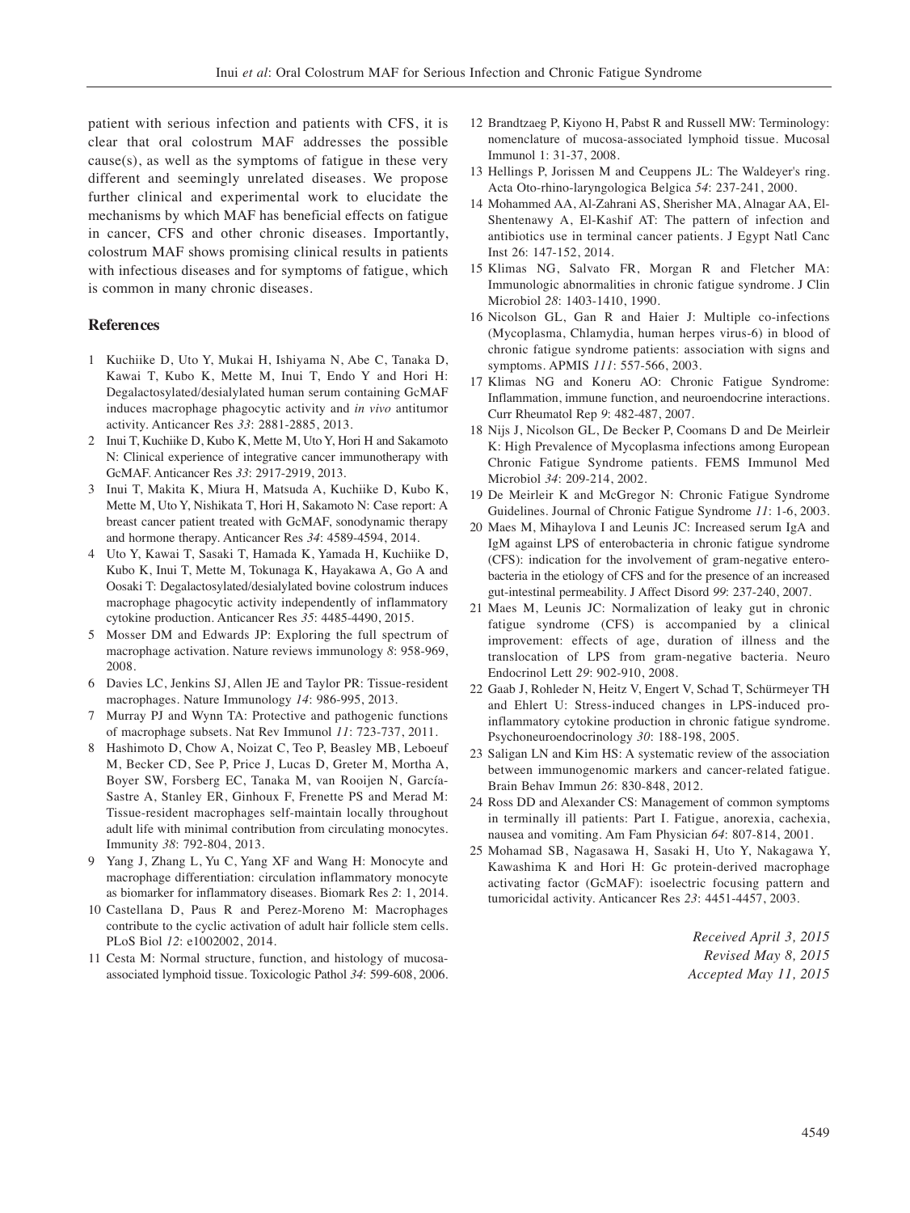patient with serious infection and patients with CFS, it is clear that oral colostrum MAF addresses the possible cause(s), as well as the symptoms of fatigue in these very different and seemingly unrelated diseases. We propose further clinical and experimental work to elucidate the mechanisms by which MAF has beneficial effects on fatigue in cancer, CFS and other chronic diseases. Importantly, colostrum MAF shows promising clinical results in patients with infectious diseases and for symptoms of fatigue, which is common in many chronic diseases.

## References

1. Kuchiike D, Uto Y, Mukai H, Ishiyama N, Abe C, Tanaka D, Kawai T, Kubo K, Mette M, Inui T, Endo Y and Hori H: Degalactosylated/desialylated human serum containing GcMAF induces macrophage phagocytic activity and *in vivo* antitumor activity. Anticancer Res *33*: 2881-2885, 2013.
2. Inui T, Kuchiike D, Kubo K, Mette M, Uto Y, Hori H and Sakamoto N: Clinical experience of integrative cancer immunotherapy with GcMAF. Anticancer Res *33*: 2917-2919, 2013.
3. Inui T, Makita K, Miura H, Matsuda A, Kuchiike D, Kubo K, Mette M, Uto Y, Nishikata T, Hori H, Sakamoto N: Case report: A breast cancer patient treated with GcMAF, sonodynamic therapy and hormone therapy. Anticancer Res *34*: 4589-4594, 2014.
4. Uto Y, Kawai T, Sasaki T, Hamada K, Yamada H, Kuchiike D, Kubo K, Inui T, Mette M, Tokunaga K, Hayakawa A, Go A and Oosaki T: Degalactosylated/desialylated bovine colostrum induces macrophage phagocytic activity independently of inflammatory cytokine production. Anticancer Res *35*: 4485-4490, 2015.
5. Mosser DM and Edwards JP: Exploring the full spectrum of macrophage activation. Nature reviews immunology *8*: 958-969, 2008.
6. Davies LC, Jenkins SJ, Allen JE and Taylor PR: Tissue-resident macrophages. Nature Immunology *14*: 986-995, 2013.
7. Murray PJ and Wynn TA: Protective and pathogenic functions of macrophage subsets. Nat Rev Immunol *11*: 723-737, 2011.
8. Hashimoto D, Chow A, Noizat C, Teo P, Beasley MB, Leboeuf M, Becker CD, See P, Price J, Lucas D, Greter M, Mortha A, Boyer SW, Forsberg EC, Tanaka M, van Rooijen N, García-Sastre A, Stanley ER, Ginhoux F, Frenette PS and Merad M: Tissue-resident macrophages self-maintain locally throughout adult life with minimal contribution from circulating monocytes. Immunity *38*: 792-804, 2013.
9. Yang J, Zhang L, Yu C, Yang XF and Wang H: Monocyte and macrophage differentiation: circulation inflammatory monocyte as biomarker for inflammatory diseases. Biomark Res *2*: 1, 2014.
10. Castellana D, Paus R and Perez-Moreno M: Macrophages contribute to the cyclic activation of adult hair follicle stem cells. PLoS Biol *12*: e1002002, 2014.
11. Cesta M: Normal structure, function, and histology of mucosa-associated lymphoid tissue. Toxicologic Pathol *34*: 599-608, 2006.
12. Brandtzaeg P, Kiyono H, Pabst R and Russell MW: Terminology: nomenclature of mucosa-associated lymphoid tissue. Mucosal Immunol 1: 31-37, 2008.
13. Hellings P, Jorissen M and Ceuppens JL: The Waldeyer's ring. Acta Oto-rhino-laryngologica Belgica *54*: 237-241, 2000.
14. Mohammed AA, Al-Zahrani AS, Sherisher MA, Alnagar AA, El-Shentenawy A, El-Kashif AT: The pattern of infection and antibiotics use in terminal cancer patients. J Egypt Natl Canc Inst 26: 147-152, 2014.
15. Klimas NG, Salvato FR, Morgan R and Fletcher MA: Immunologic abnormalities in chronic fatigue syndrome. J Clin Microbiol *28*: 1403-1410, 1990.
16. Nicolson GL, Gan R and Haier J: Multiple co-infections (Mycoplasma, Chlamydia, human herpes virus-6) in blood of chronic fatigue syndrome patients: association with signs and symptoms. APMIS *111*: 557-566, 2003.
17. Klimas NG and Koneru AO: Chronic Fatigue Syndrome: Inflammation, immune function, and neuroendocrine interactions. Curr Rheumatol Rep *9*: 482-487, 2007.
18. Nijs J, Nicolson GL, De Becker P, Coomans D and De Meirleir K: High Prevalence of Mycoplasma infections among European Chronic Fatigue Syndrome patients. FEMS Immunol Med Microbiol *34*: 209-214, 2002.
19. De Meirleir K and McGregor N: Chronic Fatigue Syndrome Guidelines. Journal of Chronic Fatigue Syndrome *11*: 1-6, 2003.
20. Maes M, Mihaylova I and Leunis JC: Increased serum IgA and IgM against LPS of enterobacteria in chronic fatigue syndrome (CFS): indication for the involvement of gram-negative enterobacteria in the etiology of CFS and for the presence of an increased gut-intestinal permeability. J Affect Disord *99*: 237-240, 2007.
21. Maes M, Leunis JC: Normalization of leaky gut in chronic fatigue syndrome (CFS) is accompanied by a clinical improvement: effects of age, duration of illness and the translocation of LPS from gram-negative bacteria. Neuro Endocrinol Lett *29*: 902-910, 2008.
22. Gaab J, Rohleder N, Heitz V, Engert V, Schad T, Schürmeyer TH and Ehlert U: Stress-induced changes in LPS-induced pro-inflammatory cytokine production in chronic fatigue syndrome. Psychoneuroendocrinology *30*: 188-198, 2005.
23. Saligan LN and Kim HS: A systematic review of the association between immunogenomic markers and cancer-related fatigue. Brain Behav Immun *26*: 830-848, 2012.
24. Ross DD and Alexander CS: Management of common symptoms in terminally ill patients: Part I. Fatigue, anorexia, cachexia, nausea and vomiting. Am Fam Physician *64*: 807-814, 2001.
25. Mohamad SB, Nagasawa H, Sasaki H, Uto Y, Nakagawa Y, Kawashima K and Hori H: Gc protein-derived macrophage activating factor (GcMAF): isoelectric focusing pattern and tumoricidal activity. Anticancer Res *23*: 4451-4457, 2003.

*Received April 3, 2015*
*Revised May 8, 2015*
*Accepted May 11, 2015*